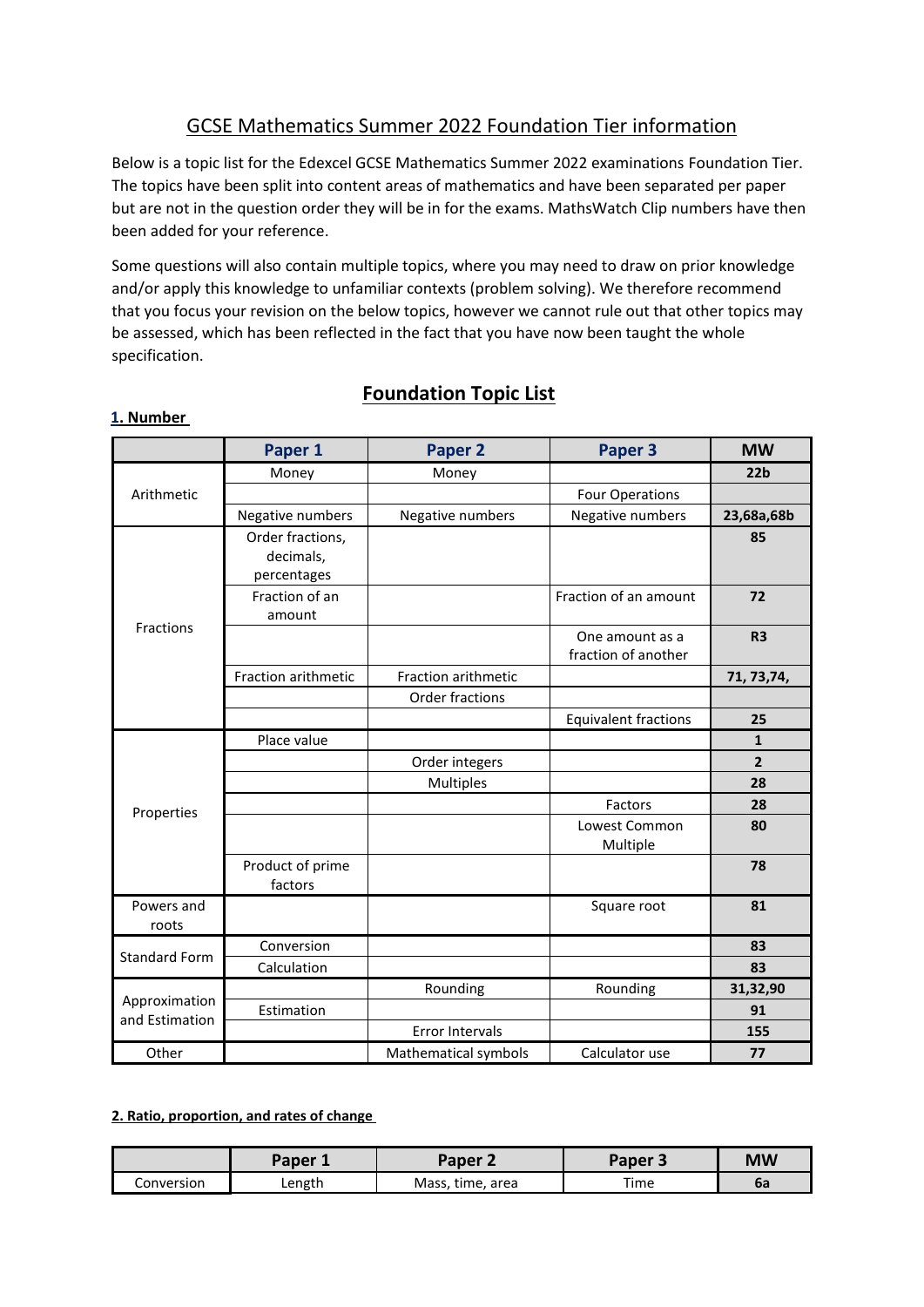# GCSE Mathematics Summer 2022 Foundation Tier information

Below is a topic list for the Edexcel GCSE Mathematics Summer 2022 examinations Foundation Tier. The topics have been split into content areas of mathematics and have been separated per paper but are not in the question order they will be in for the exams. MathsWatch Clip numbers have then been added for your reference.

Some questions will also contain multiple topics, where you may need to draw on prior knowledge and/or apply this knowledge to unfamiliar contexts (problem solving). We therefore recommend that you focus your revision on the below topics, however we cannot rule out that other topics may be assessed, which has been reflected in the fact that you have now been taught the whole specification.

## Foundation Topic List

### 1. Number

| | Paper 1 | Paper 2 | Paper 3 | MW |
|---|---|---|---|---|
| Arithmetic | Money | Money | | 22b |
| | | | Four Operations | |
| | Negative numbers | Negative numbers | Negative numbers | 23,68a,68b |
| Fractions | Order fractions, decimals, percentages | | | 85 |
| | Fraction of an amount | | Fraction of an amount | 72 |
| | | | One amount as a fraction of another | R3 |
| | Fraction arithmetic | Fraction arithmetic | | 71, 73,74, |
| | | Order fractions | | |
| | | | Equivalent fractions | 25 |
| Properties | Place value | | | 1 |
| | | Order integers | | 2 |
| | | Multiples | | 28 |
| | | | Factors | 28 |
| | | | Lowest Common Multiple | 80 |
| | Product of prime factors | | | 78 |
| Powers and roots | | | Square root | 81 |
| Standard Form | Conversion | | | 83 |
| | Calculation | | | 83 |
| Approximation and Estimation | | Rounding | Rounding | 31,32,90 |
| | Estimation | | | 91 |
| | | Error Intervals | | 155 |
| Other | | Mathematical symbols | Calculator use | 77 |

### 2. Ratio, proportion, and rates of change

| | Paper 1 | Paper 2 | Paper 3 | MW |
|---|---|---|---|---|
| Conversion | Length | Mass, time, area | Time | 6a |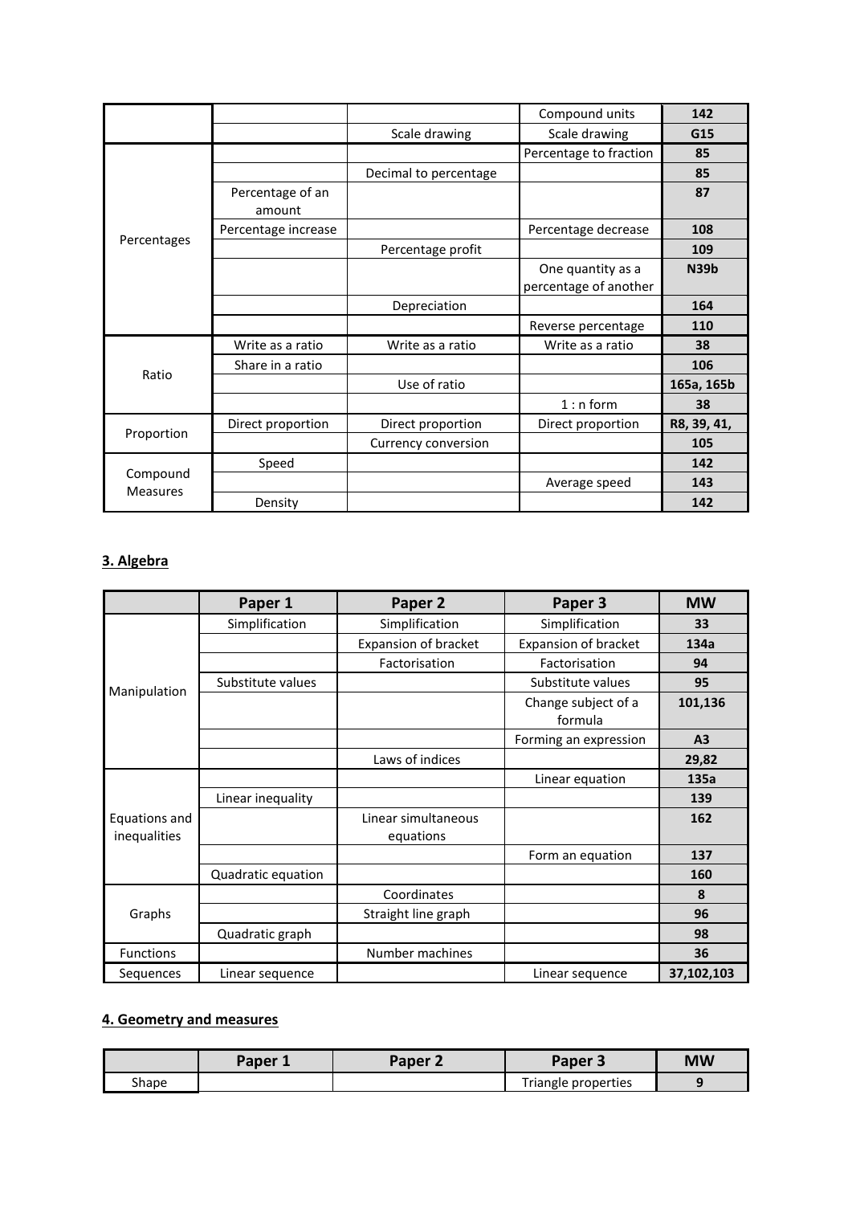| | | | | |
|---|---|---|---|---|
| | | | Compound units | **142** |
| | | Scale drawing | Scale drawing | **G15** |
| Percentages | | | Percentage to fraction | **85** |
| | | Decimal to percentage | | **85** |
| | Percentage of an amount | | | **87** |
| | Percentage increase | | Percentage decrease | **108** |
| | | Percentage profit | | **109** |
| | | | One quantity as a percentage of another | **N39b** |
| | | Depreciation | | **164** |
| | | | Reverse percentage | **110** |
| Ratio | Write as a ratio | Write as a ratio | Write as a ratio | **38** |
| | Share in a ratio | | | **106** |
| | | Use of ratio | | **165a, 165b** |
| | | | 1 : n form | **38** |
| Proportion | Direct proportion | Direct proportion | Direct proportion | **R8, 39, 41,** |
| | | Currency conversion | | **105** |
| Compound Measures | Speed | | | **142** |
| | | | Average speed | **143** |
| | Density | | | **142** |

## 3. Algebra

| | Paper 1 | Paper 2 | Paper 3 | MW |
|---|---|---|---|---|
| Manipulation | Simplification | Simplification | Simplification | **33** |
| | | Expansion of bracket | Expansion of bracket | **134a** |
| | | Factorisation | Factorisation | **94** |
| | Substitute values | | Substitute values | **95** |
| | | | Change subject of a formula | **101,136** |
| | | | Forming an expression | **A3** |
| | | Laws of indices | | **29,82** |
| Equations and inequalities | | | Linear equation | **135a** |
| | Linear inequality | | | **139** |
| | | Linear simultaneous equations | | **162** |
| | | | Form an equation | **137** |
| | Quadratic equation | | | **160** |
| Graphs | | Coordinates | | **8** |
| | | Straight line graph | | **96** |
| | Quadratic graph | | | **98** |
| Functions | | Number machines | | **36** |
| Sequences | Linear sequence | | Linear sequence | **37,102,103** |

## 4. Geometry and measures

| | Paper 1 | Paper 2 | Paper 3 | MW |
|---|---|---|---|---|
| Shape | | | Triangle properties | **9** |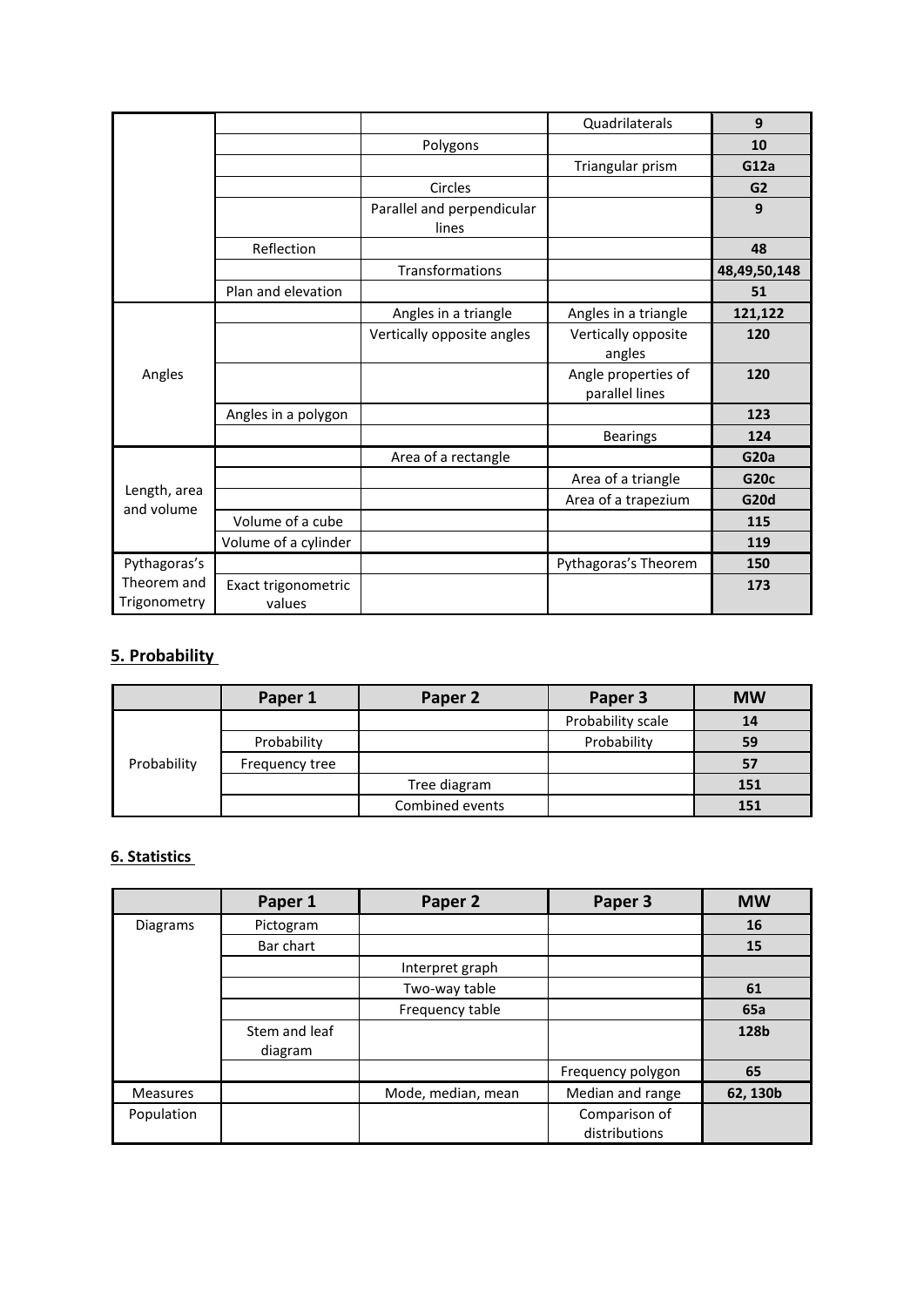| | | | | |
|---|---|---|---|---|
| | | | Quadrilaterals | 9 |
| | | Polygons | | 10 |
| | | | Triangular prism | G12a |
| | | Circles | | G2 |
| | | Parallel and perpendicular lines | | 9 |
| | Reflection | | | 48 |
| | | Transformations | | 48,49,50,148 |
| | Plan and elevation | | | 51 |
| Angles | | Angles in a triangle | Angles in a triangle | 121,122 |
| | | Vertically opposite angles | Vertically opposite angles | 120 |
| | | | Angle properties of parallel lines | 120 |
| | Angles in a polygon | | | 123 |
| | | | Bearings | 124 |
| Length, area and volume | | Area of a rectangle | | G20a |
| | | | Area of a triangle | G20c |
| | | | Area of a trapezium | G20d |
| | Volume of a cube | | | 115 |
| | Volume of a cylinder | | | 119 |
| Pythagoras's Theorem and Trigonometry | | | Pythagoras's Theorem | 150 |
| | Exact trigonometric values | | | 173 |

## 5. Probability

| | Paper 1 | Paper 2 | Paper 3 | MW |
|---|---|---|---|---|
| Probability | | | Probability scale | 14 |
| | Probability | | Probability | 59 |
| | Frequency tree | | | 57 |
| | | Tree diagram | | 151 |
| | | Combined events | | 151 |

## 6. Statistics

| | Paper 1 | Paper 2 | Paper 3 | MW |
|---|---|---|---|---|
| Diagrams | Pictogram | | | 16 |
| | Bar chart | | | 15 |
| | | Interpret graph | | |
| | | Two-way table | | 61 |
| | | Frequency table | | 65a |
| | Stem and leaf diagram | | | 128b |
| | | | Frequency polygon | 65 |
| Measures | | Mode, median, mean | Median and range | 62, 130b |
| Population | | | Comparison of distributions | |